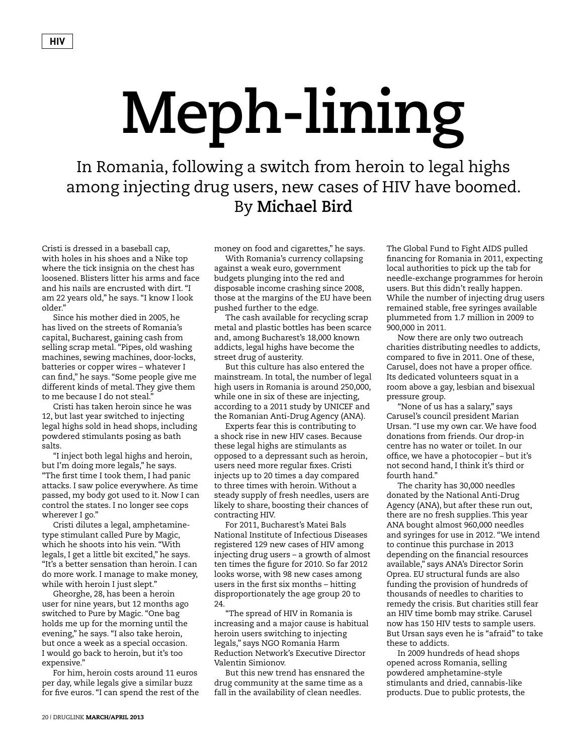HIV

# Meph-lining

## In Romania, following a switch from heroin to legal highs among injecting drug users, new cases of HIV have boomed. By **Michael Bird**

Cristi is dressed in a baseball cap, with holes in his shoes and a Nike top where the tick insignia on the chest has loosened. Blisters litter his arms and face and his nails are encrusted with dirt. "I am 22 years old," he says. "I know I look older."

Since his mother died in 2005, he has lived on the streets of Romania's capital, Bucharest, gaining cash from selling scrap metal. "Pipes, old washing machines, sewing machines, door-locks, batteries or copper wires – whatever I can find," he says. "Some people give me different kinds of metal. They give them to me because I do not steal."

Cristi has taken heroin since he was 12, but last year switched to injecting legal highs sold in head shops, including powdered stimulants posing as bath salts.

"I inject both legal highs and heroin, but I'm doing more legals," he says. "The first time I took them, I had panic attacks. I saw police everywhere. As time passed, my body got used to it. Now I can control the states. I no longer see cops wherever I go."

Cristi dilutes a legal, amphetamine-type stimulant called Pure by Magic, which he shoots into his vein. "With legals, I get a little bit excited," he says. "It's a better sensation than heroin. I can do more work. I manage to make money, while with heroin I just slept."

Gheorghe, 28, has been a heroin user for nine years, but 12 months ago switched to Pure by Magic. "One bag holds me up for the morning until the evening," he says. "I also take heroin, but once a week as a special occasion. I would go back to heroin, but it's too expensive."

For him, heroin costs around 11 euros per day, while legals give a similar buzz for five euros. "I can spend the rest of the money on food and cigarettes," he says.

With Romania's currency collapsing against a weak euro, government budgets plunging into the red and disposable income crashing since 2008, those at the margins of the EU have been pushed further to the edge.

The cash available for recycling scrap metal and plastic bottles has been scarce and, among Bucharest's 18,000 known addicts, legal highs have become the street drug of austerity.

But this culture has also entered the mainstream. In total, the number of legal high users in Romania is around 250,000, while one in six of these are injecting, according to a 2011 study by UNICEF and the Romanian Anti-Drug Agency (ANA).

Experts fear this is contributing to a shock rise in new HIV cases. Because these legal highs are stimulants as opposed to a depressant such as heroin, users need more regular fixes. Cristi injects up to 20 times a day compared to three times with heroin. Without a steady supply of fresh needles, users are likely to share, boosting their chances of contracting HIV.

For 2011, Bucharest's Matei Bals National Institute of Infectious Diseases registered 129 new cases of HIV among injecting drug users – a growth of almost ten times the figure for 2010. So far 2012 looks worse, with 98 new cases among users in the first six months – hitting disproportionately the age group 20 to 24.

"The spread of HIV in Romania is increasing and a major cause is habitual heroin users switching to injecting legals," says NGO Romania Harm Reduction Network's Executive Director Valentin Simionov.

But this new trend has ensnared the drug community at the same time as a fall in the availability of clean needles. The Global Fund to Fight AIDS pulled financing for Romania in 2011, expecting local authorities to pick up the tab for needle-exchange programmes for heroin users. But this didn't really happen. While the number of injecting drug users remained stable, free syringes available plummeted from 1.7 million in 2009 to 900,000 in 2011.

Now there are only two outreach charities distributing needles to addicts, compared to five in 2011. One of these, Carusel, does not have a proper office. Its dedicated volunteers squat in a room above a gay, lesbian and bisexual pressure group.

"None of us has a salary," says Carusel's council president Marian Ursan. "I use my own car. We have food donations from friends. Our drop-in centre has no water or toilet. In our office, we have a photocopier – but it's not second hand, I think it's third or fourth hand."

The charity has 30,000 needles donated by the National Anti-Drug Agency (ANA), but after these run out, there are no fresh supplies. This year ANA bought almost 960,000 needles and syringes for use in 2012. "We intend to continue this purchase in 2013 depending on the financial resources available," says ANA's Director Sorin Oprea. EU structural funds are also funding the provision of hundreds of thousands of needles to charities to remedy the crisis. But charities still fear an HIV time bomb may strike. Carusel now has 150 HIV tests to sample users. But Ursan says even he is "afraid" to take these to addicts.

In 2009 hundreds of head shops opened across Romania, selling powdered amphetamine-style stimulants and dried, cannabis-like products. Due to public protests, the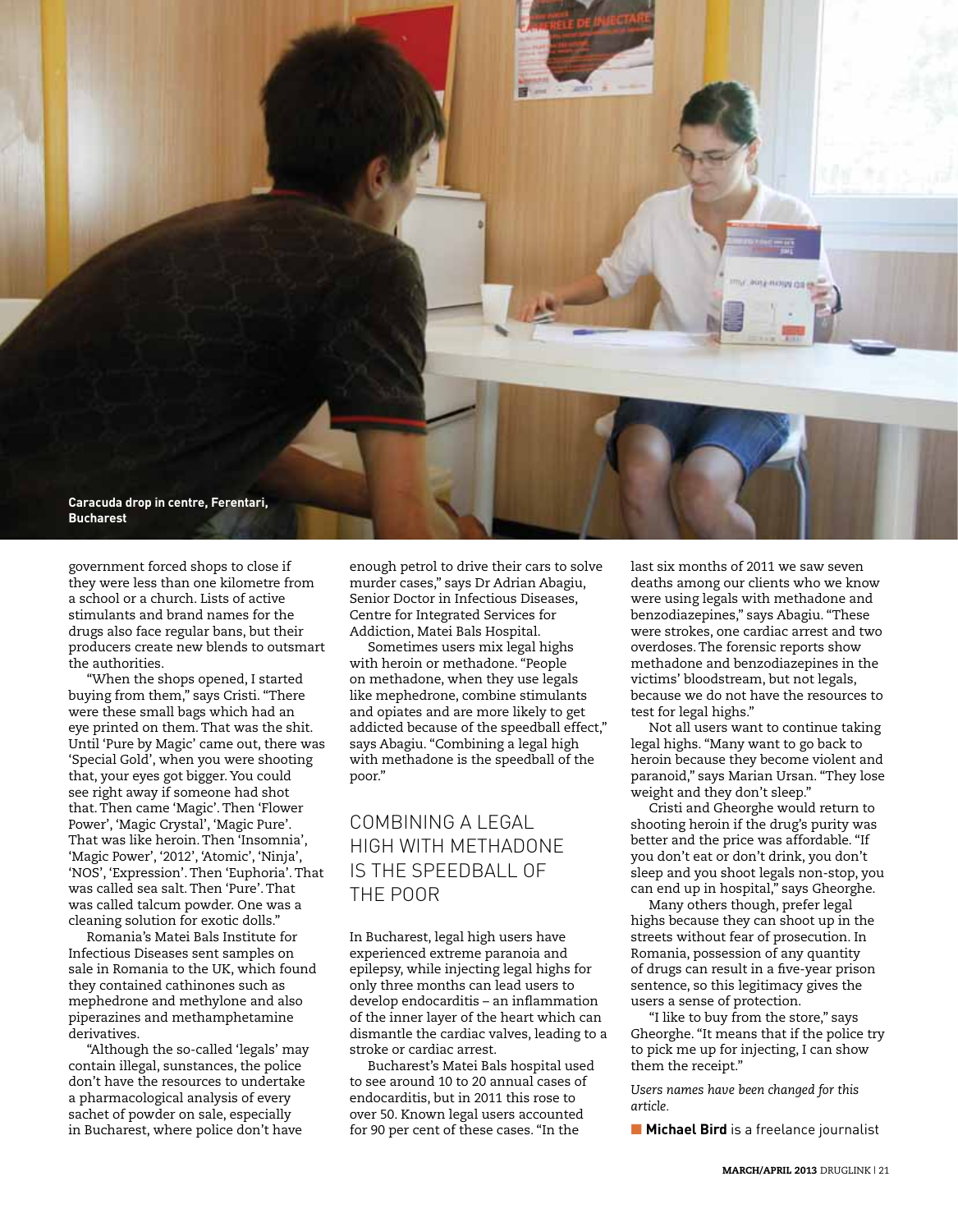Caracuda drop in centre, Ferentari, Bucharest

government forced shops to close if they were less than one kilometre from a school or a church. Lists of active stimulants and brand names for the drugs also face regular bans, but their producers create new blends to outsmart the authorities.

"When the shops opened, I started buying from them," says Cristi. "There were these small bags which had an eye printed on them. That was the shit. Until 'Pure by Magic' came out, there was 'Special Gold', when you were shooting that, your eyes got bigger. You could see right away if someone had shot that. Then came 'Magic'. Then 'Flower Power', 'Magic Crystal', 'Magic Pure'. That was like heroin. Then 'Insomnia', 'Magic Power', '2012', 'Atomic', 'Ninja', 'NOS', 'Expression'. Then 'Euphoria'. That was called sea salt. Then 'Pure'. That was called talcum powder. One was a cleaning solution for exotic dolls."

Romania's Matei Bals Institute for Infectious Diseases sent samples on sale in Romania to the UK, which found they contained cathinones such as mephedrone and methylone and also piperazines and methamphetamine derivatives.

"Although the so-called 'legals' may contain illegal, sunstances, the police don't have the resources to undertake a pharmacological analysis of every sachet of powder on sale, especially in Bucharest, where police don't have enough petrol to drive their cars to solve murder cases," says Dr Adrian Abagiu, Senior Doctor in Infectious Diseases, Centre for Integrated Services for Addiction, Matei Bals Hospital.

Sometimes users mix legal highs with heroin or methadone. "People on methadone, when they use legals like mephedrone, combine stimulants and opiates and are more likely to get addicted because of the speedball effect," says Abagiu. "Combining a legal high with methadone is the speedball of the poor."

## COMBINING A LEGAL HIGH WITH METHADONE IS THE SPEEDBALL OF THE POOR

In Bucharest, legal high users have experienced extreme paranoia and epilepsy, while injecting legal highs for only three months can lead users to develop endocarditis – an inflammation of the inner layer of the heart which can dismantle the cardiac valves, leading to a stroke or cardiac arrest.

Bucharest's Matei Bals hospital used to see around 10 to 20 annual cases of endocarditis, but in 2011 this rose to over 50. Known legal users accounted for 90 per cent of these cases. "In the last six months of 2011 we saw seven deaths among our clients who we know were using legals with methadone and benzodiazepines," says Abagiu. "These were strokes, one cardiac arrest and two overdoses. The forensic reports show methadone and benzodiazepines in the victims' bloodstream, but not legals, because we do not have the resources to test for legal highs."

Not all users want to continue taking legal highs. "Many want to go back to heroin because they become violent and paranoid," says Marian Ursan. "They lose weight and they don't sleep."

Cristi and Gheorghe would return to shooting heroin if the drug's purity was better and the price was affordable. "If you don't eat or don't drink, you don't sleep and you shoot legals non-stop, you can end up in hospital," says Gheorghe.

Many others though, prefer legal highs because they can shoot up in the streets without fear of prosecution. In Romania, possession of any quantity of drugs can result in a five-year prison sentence, so this legitimacy gives the users a sense of protection.

"I like to buy from the store," says Gheorghe. "It means that if the police try to pick me up for injecting, I can show them the receipt."

*Users names have been changed for this article.*

**Michael Bird** is a freelance journalist